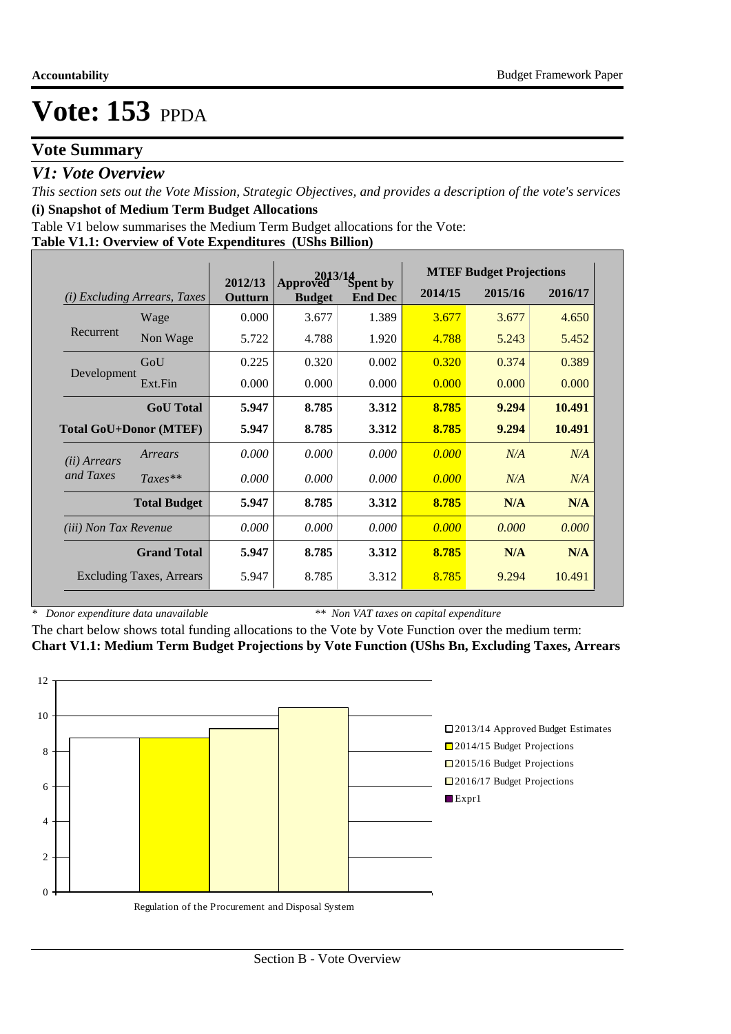# Vote: 153 PPDA

## Vote Summary

### *V1: Vote Overview*

*This section sets out the Vote Mission, Strategic Objectives, and provides a description of the vote's services*

**(i) Snapshot of Medium Term Budget Allocations**

Table V1 below summarises the Medium Term Budget allocations for the Vote:

**Table V1.1: Overview of Vote Expenditures (UShs Billion)**

| *(i) Excluding Arrears, Taxes* | | 2012/13 Outturn | 2013/14 Approved Budget | 2013/14 Spent by End Dec | MTEF Budget Projections 2014/15 | 2015/16 | 2016/17 |
|---|---|---|---|---|---|---|---|
| Recurrent | Wage | 0.000 | 3.677 | 1.389 | 3.677 | 3.677 | 4.650 |
| | Non Wage | 5.722 | 4.788 | 1.920 | 4.788 | 5.243 | 5.452 |
| Development | GoU | 0.225 | 0.320 | 0.002 | 0.320 | 0.374 | 0.389 |
| | Ext.Fin | 0.000 | 0.000 | 0.000 | 0.000 | 0.000 | 0.000 |
| | **GoU Total** | **5.947** | **8.785** | **3.312** | **8.785** | **9.294** | **10.491** |
| **Total GoU+Donor (MTEF)** | | **5.947** | **8.785** | **3.312** | **8.785** | **9.294** | **10.491** |
| *(ii) Arrears and Taxes* | *Arrears* | *0.000* | *0.000* | *0.000* | *0.000* | *N/A* | *N/A* |
| | *Taxes*** | *0.000* | *0.000* | *0.000* | *0.000* | *N/A* | *N/A* |
| | **Total Budget** | **5.947** | **8.785** | **3.312** | **8.785** | **N/A** | **N/A** |
| *(iii) Non Tax Revenue* | | *0.000* | *0.000* | *0.000* | *0.000* | *0.000* | *0.000* |
| | **Grand Total** | **5.947** | **8.785** | **3.312** | **8.785** | **N/A** | **N/A** |
| | Excluding Taxes, Arrears | 5.947 | 8.785 | 3.312 | 8.785 | 9.294 | 10.491 |

\* *Donor expenditure data unavailable* ** *Non VAT taxes on capital expenditure*

The chart below shows total funding allocations to the Vote by Vote Function over the medium term:

**Chart V1.1: Medium Term Budget Projections by Vote Function (UShs Bn, Excluding Taxes, Arrears**

Legend: 2013/14 Approved Budget Estimates; 2014/15 Budget Projections; 2015/16 Budget Projections; 2016/17 Budget Projections; Expr1

Regulation of the Procurement and Disposal System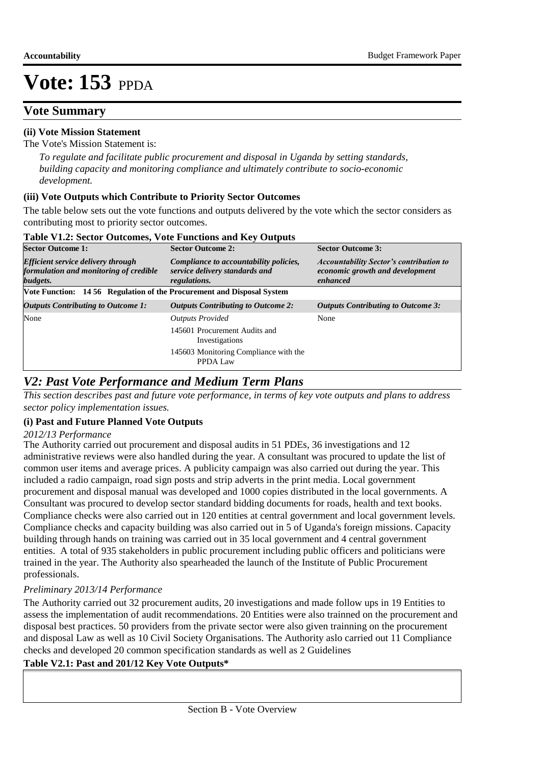# Vote: 153 PPDA

## Vote Summary

**(ii) Vote Mission Statement**

The Vote's Mission Statement is:

*To regulate and facilitate public procurement and disposal in Uganda by setting standards, building capacity and monitoring compliance and ultimately contribute to socio-economic development.*

**(iii) Vote Outputs which Contribute to Priority Sector Outcomes**

The table below sets out the vote functions and outputs delivered by the vote which the sector considers as contributing most to priority sector outcomes.

**Table V1.2: Sector Outcomes, Vote Functions and Key Outputs**

| Sector Outcome 1: | Sector Outcome 2: | Sector Outcome 3: |
|---|---|---|
| ***Efficient service delivery through formulation and monitoring of credible budgets.*** | ***Compliance to accountability policies, service delivery standards and regulations.*** | ***Accountability Sector's contribution to economic growth and development enhanced*** |
| **Vote Function: 14 56 Regulation of the Procurement and Disposal System** | | |
| ***Outputs Contributing to Outcome 1:*** | ***Outputs Contributing to Outcome 2:*** | ***Outputs Contributing to Outcome 3:*** |
| None | *Outputs Provided*<br>145601 Procurement Audits and Investigations<br>145603 Monitoring Compliance with the PPDA Law | None |

## *V2: Past Vote Performance and Medium Term Plans*

*This section describes past and future vote performance, in terms of key vote outputs and plans to address sector policy implementation issues.*

**(i) Past and Future Planned Vote Outputs**

*2012/13 Performance*

The Authority carried out procurement and disposal audits in 51 PDEs, 36 investigations and 12 administrative reviews were also handled during the year. A consultant was procured to update the list of common user items and average prices. A publicity campaign was also carried out during the year. This included a radio campaign, road sign posts and strip adverts in the print media. Local government procurement and disposal manual was developed and 1000 copies distributed in the local governments. A Consultant was procured to develop sector standard bidding documents for roads, health and text books. Compliance checks were also carried out in 120 entities at central government and local government levels. Compliance checks and capacity building was also carried out in 5 of Uganda's foreign missions. Capacity building through hands on training was carried out in 35 local government and 4 central government entities. A total of 935 stakeholders in public procurement including public officers and politicians were trained in the year. The Authority also spearheaded the launch of the Institute of Public Procurement professionals.

*Preliminary 2013/14 Performance*

The Authority carried out 32 procurement audits, 20 investigations and made follow ups in 19 Entities to assess the implementation of audit recommendations. 20 Entities were also trainned on the procurement and disposal best practices. 50 providers from the private sector were also given trainning on the procurement and disposal Law as well as 10 Civil Society Organisations. The Authority aslo carried out 11 Compliance checks and developed 20 common specification standards as well as 2 Guidelines

**Table V2.1: Past and 201/12 Key Vote Outputs***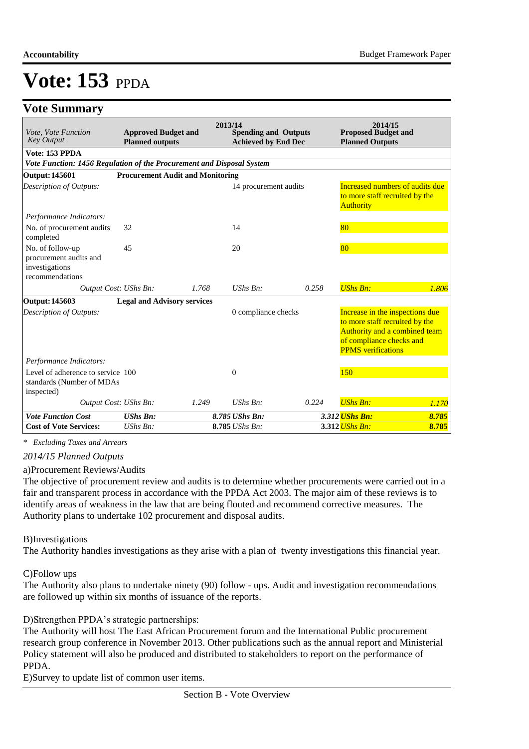# Vote: 153 PPDA

## Vote Summary

| *Vote, Vote Function Key Output* | **Approved Budget and Planned outputs** | | **2013/14 Spending and Outputs Achieved by End Dec** | | **2014/15 Proposed Budget and Planned Outputs** | |
|---|---|---|---|---|---|---|
| **Vote: 153 PPDA** | | | | | | |
| ***Vote Function: 1456 Regulation of the Procurement and Disposal System*** | | | | | | |
| **Output: 145601** | **Procurement Audit and Monitoring** | | | | | |
| *Description of Outputs:* | | | 14 procurement audits | | Increased numbers of audits due to more staff recruited by the Authority | |
| *Performance Indicators:* | | | | | | |
| No. of procurement audits completed | 32 | | 14 | | 80 | |
| No. of follow-up procurement audits and investigations recommendations | 45 | | 20 | | 80 | |
| *Output Cost: UShs Bn:* | | *1.768* | *UShs Bn:* | *0.258* | *UShs Bn:* | *1.806* |
| **Output: 145603** | **Legal and Advisory services** | | | | | |
| *Description of Outputs:* | | | 0 compliance checks | | Increase in the inspections due to more staff recruited by the Authority and a combined team of compliance checks and PPMS verifications | |
| *Performance Indicators:* | | | | | | |
| Level of adherence to service standards (Number of MDAs inspected) | 100 | | 0 | | 150 | |
| *Output Cost: UShs Bn:* | | *1.249* | *UShs Bn:* | *0.224* | *UShs Bn:* | *1.170* |
| ***Vote Function Cost*** | ***UShs Bn:*** | ***8.785*** | ***UShs Bn:*** | ***3.312*** | ***UShs Bn:*** | ***8.785*** |
| **Cost of Vote Services:** | *UShs Bn:* | **8.785** | *UShs Bn:* | **3.312** | *UShs Bn:* | **8.785** |

*\* Excluding Taxes and Arrears*

*2014/15 Planned Outputs*

a)Procurement Reviews/Audits

The objective of procurement review and audits is to determine whether procurements were carried out in a fair and transparent process in accordance with the PPDA Act 2003. The major aim of these reviews is to identify areas of weakness in the law that are being flouted and recommend corrective measures. The Authority plans to undertake 102 procurement and disposal audits.

B)Investigations

The Authority handles investigations as they arise with a plan of twenty investigations this financial year.

C)Follow ups

The Authority also plans to undertake ninety (90) follow - ups. Audit and investigation recommendations are followed up within six months of issuance of the reports.

D)Strengthen PPDA's strategic partnerships:

The Authority will host The East African Procurement forum and the International Public procurement research group conference in November 2013. Other publications such as the annual report and Ministerial Policy statement will also be produced and distributed to stakeholders to report on the performance of PPDA.

E)Survey to update list of common user items.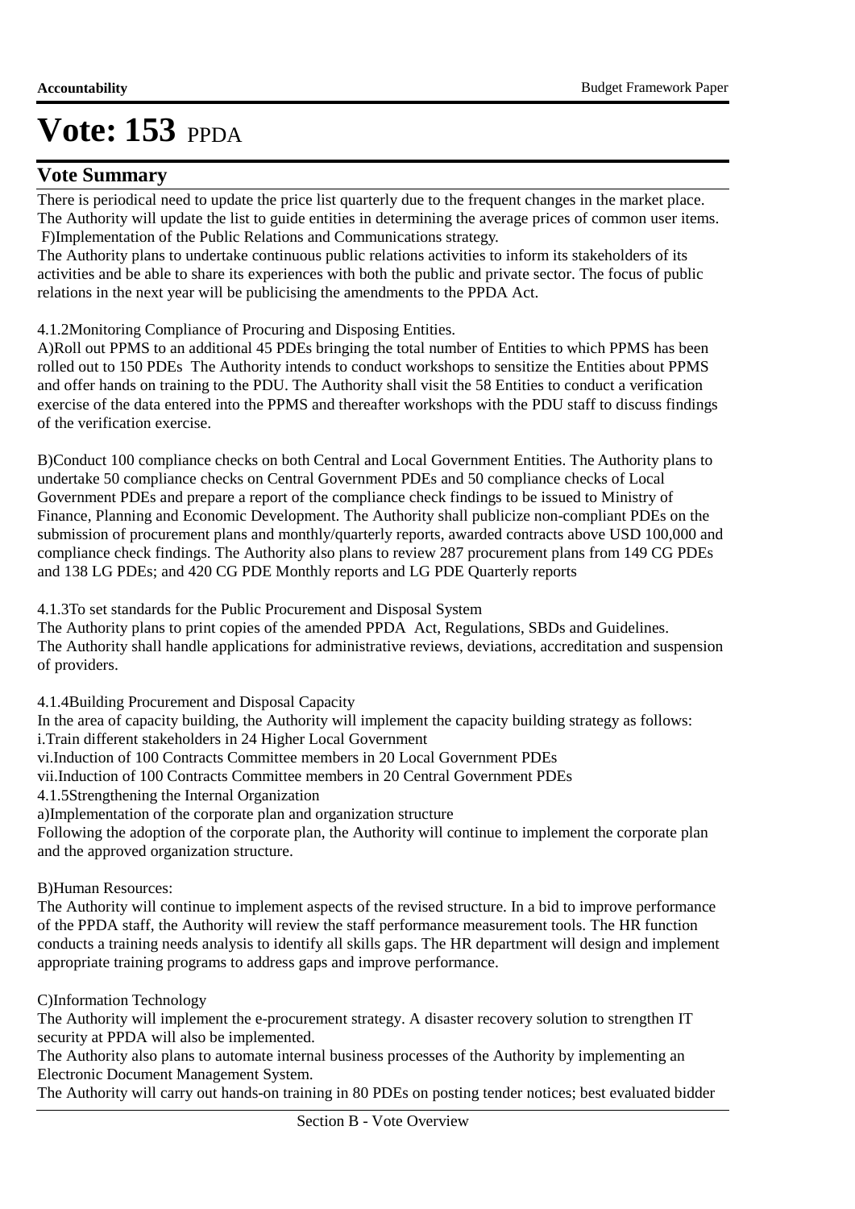# Vote: 153 PPDA

## Vote Summary

There is periodical need to update the price list quarterly due to the frequent changes in the market place. The Authority will update the list to guide entities in determining the average prices of common user items.
F)Implementation of the Public Relations and Communications strategy.
The Authority plans to undertake continuous public relations activities to inform its stakeholders of its activities and be able to share its experiences with both the public and private sector. The focus of public relations in the next year will be publicising the amendments to the PPDA Act.

4.1.2Monitoring Compliance of Procuring and Disposing Entities.
A)Roll out PPMS to an additional 45 PDEs bringing the total number of Entities to which PPMS has been rolled out to 150 PDEs The Authority intends to conduct workshops to sensitize the Entities about PPMS and offer hands on training to the PDU. The Authority shall visit the 58 Entities to conduct a verification exercise of the data entered into the PPMS and thereafter workshops with the PDU staff to discuss findings of the verification exercise.

B)Conduct 100 compliance checks on both Central and Local Government Entities. The Authority plans to undertake 50 compliance checks on Central Government PDEs and 50 compliance checks of Local Government PDEs and prepare a report of the compliance check findings to be issued to Ministry of Finance, Planning and Economic Development. The Authority shall publicize non-compliant PDEs on the submission of procurement plans and monthly/quarterly reports, awarded contracts above USD 100,000 and compliance check findings. The Authority also plans to review 287 procurement plans from 149 CG PDEs and 138 LG PDEs; and 420 CG PDE Monthly reports and LG PDE Quarterly reports

4.1.3To set standards for the Public Procurement and Disposal System
The Authority plans to print copies of the amended PPDA Act, Regulations, SBDs and Guidelines.
The Authority shall handle applications for administrative reviews, deviations, accreditation and suspension of providers.

4.1.4Building Procurement and Disposal Capacity
In the area of capacity building, the Authority will implement the capacity building strategy as follows:
i.Train different stakeholders in 24 Higher Local Government
vi.Induction of 100 Contracts Committee members in 20 Local Government PDEs
vii.Induction of 100 Contracts Committee members in 20 Central Government PDEs
4.1.5Strengthening the Internal Organization
a)Implementation of the corporate plan and organization structure
Following the adoption of the corporate plan, the Authority will continue to implement the corporate plan and the approved organization structure.

B)Human Resources:
The Authority will continue to implement aspects of the revised structure. In a bid to improve performance of the PPDA staff, the Authority will review the staff performance measurement tools. The HR function conducts a training needs analysis to identify all skills gaps. The HR department will design and implement appropriate training programs to address gaps and improve performance.

C)Information Technology
The Authority will implement the e-procurement strategy. A disaster recovery solution to strengthen IT security at PPDA will also be implemented.
The Authority also plans to automate internal business processes of the Authority by implementing an Electronic Document Management System.
The Authority will carry out hands-on training in 80 PDEs on posting tender notices; best evaluated bidder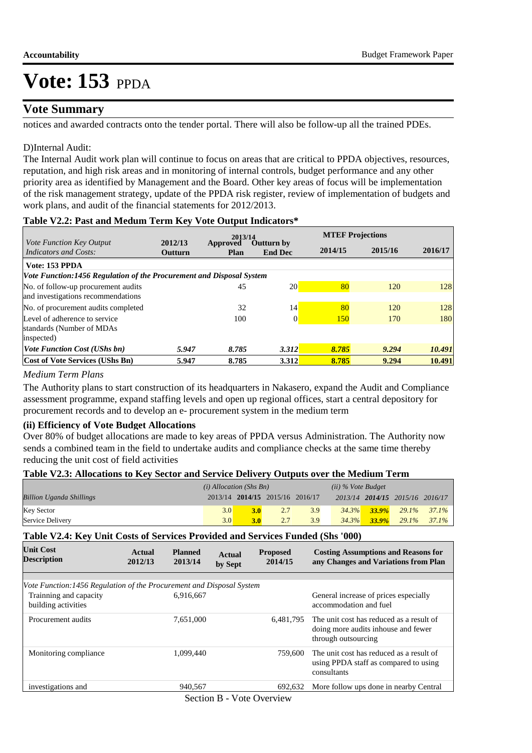# Vote: 153 PPDA

## Vote Summary

notices and awarded contracts onto the tender portal. There will also be follow-up all the trained PDEs.

D)Internal Audit:

The Internal Audit work plan will continue to focus on areas that are critical to PPDA objectives, resources, reputation, and high risk areas and in monitoring of internal controls, budget performance and any other priority area as identified by Management and the Board. Other key areas of focus will be implementation of the risk management strategy, update of the PPDA risk register, review of implementation of budgets and work plans, and audit of the financial statements for 2012/2013.

**Table V2.2: Past and Medum Term Key Vote Output Indicators***

| *Vote Function Key Output Indicators and Costs:* | 2012/13 Outturn | 2013/14 Approved Plan | 2013/14 Outturn by End Dec | MTEF Projections 2014/15 | 2015/16 | 2016/17 |
|---|---|---|---|---|---|---|
| **Vote: 153 PPDA** | | | | | | |
| ***Vote Function:1456 Regulation of the Procurement and Disposal System*** | | | | | | |
| No. of follow-up procurement audits and investigations recommendations | | 45 | 20 | 80 | 120 | 128 |
| No. of procurement audits completed | | 32 | 14 | 80 | 120 | 128 |
| Level of adherence to service standards (Number of MDAs inspected) | | 100 | 0 | 150 | 170 | 180 |
| ***Vote Function Cost (UShs bn)*** | ***5.947*** | ***8.785*** | ***3.312*** | ***8.785*** | ***9.294*** | ***10.491*** |
| **Cost of Vote Services (UShs Bn)** | **5.947** | **8.785** | **3.312** | **8.785** | **9.294** | **10.491** |

*Medium Term Plans*

The Authority plans to start construction of its headquarters in Nakasero, expand the Audit and Compliance assessment programme, expand staffing levels and open up regional offices, start a central depository for procurement records and to develop an e- procurement system in the medium term

**(ii) Efficiency of Vote Budget Allocations**

Over 80% of budget allocations are made to key areas of PPDA versus Administration. The Authority now sends a combined team in the field to undertake audits and compliance checks at the same time thereby reducing the unit cost of field activities

**Table V2.3: Allocations to Key Sector and Service Delivery Outputs over the Medium Term**

| *Billion Uganda Shillings* | *(i) Allocation (Shs Bn)* 2013/14 | **2014/15** | 2015/16 | 2016/17 | *(ii) % Vote Budget* 2013/14 | **2014/15** | 2015/16 | 2016/17 |
|---|---|---|---|---|---|---|---|---|
| Key Sector | 3.0 | **3.0** | 2.7 | 3.9 | 34.3% | **33.9%** | 29.1% | 37.1% |
| Service Delivery | 3.0 | **3.0** | 2.7 | 3.9 | 34.3% | **33.9%** | 29.1% | 37.1% |

**Table V2.4: Key Unit Costs of Services Provided and Services Funded (Shs '000)**

| **Unit Cost Description** | **Actual 2012/13** | **Planned 2013/14** | **Actual by Sept** | **Proposed 2014/15** | **Costing Assumptions and Reasons for any Changes and Variations from Plan** |
|---|---|---|---|---|---|
| *Vote Function:1456 Regulation of the Procurement and Disposal System* | | | | | |
| Trainning and capacity building activities | | 6,916,667 | | | General increase of prices especially accommodation and fuel |
| Procurement audits | | 7,651,000 | | 6,481,795 | The unit cost has reduced as a result of doing more audits inhouse and fewer through outsourcing |
| Monitoring compliance | | 1,099,440 | | 759,600 | The unit cost has reduced as a result of using PPDA staff as compared to using consultants |
| investigations and | | 940,567 | | 692,632 | More follow ups done in nearby Central |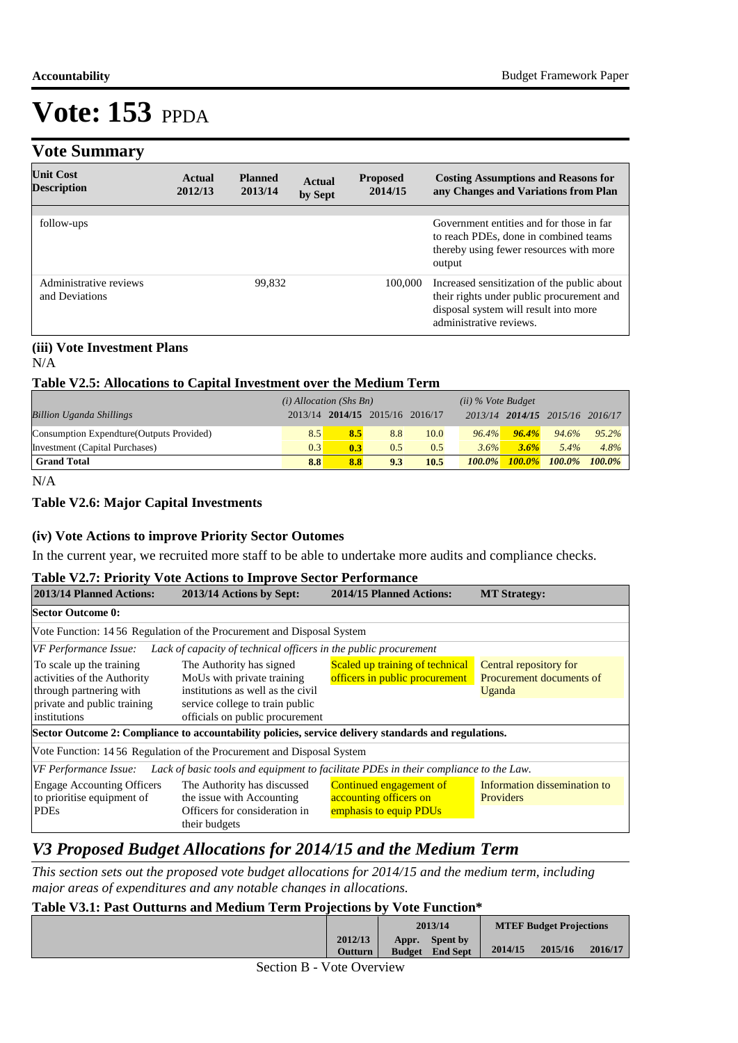# Vote: 153 PPDA

## Vote Summary

| Unit Cost Description | Actual 2012/13 | Planned 2013/14 | Actual by Sept | Proposed 2014/15 | Costing Assumptions and Reasons for any Changes and Variations from Plan |
|---|---|---|---|---|---|
| follow-ups | | | | | Government entities and for those in far to reach PDEs, done in combined teams thereby using fewer resources with more output |
| Administrative reviews and Deviations | | 99,832 | | 100,000 | Increased sensitization of the public about their rights under public procurement and disposal system will result into more administrative reviews. |

### (iii) Vote Investment Plans

N/A

### Table V2.5: Allocations to Capital Investment over the Medium Term

| *Billion Uganda Shillings* | *(i) Allocation (Shs Bn)* 2013/14 | **2014/15** | 2015/16 | 2016/17 | *(ii) % Vote Budget* 2013/14 | **2014/15** | 2015/16 | 2016/17 |
|---|---|---|---|---|---|---|---|---|
| Consumption Expendture(Outputs Provided) | 8.5 | **8.5** | 8.8 | 10.0 | *96.4%* | ***96.4%*** | *94.6%* | *95.2%* |
| Investment (Capital Purchases) | 0.3 | **0.3** | 0.5 | 0.5 | *3.6%* | ***3.6%*** | *5.4%* | *4.8%* |
| **Grand Total** | **8.8** | **8.8** | **9.3** | **10.5** | ***100.0%*** | ***100.0%*** | ***100.0%*** | ***100.0%*** |

N/A

### Table V2.6: Major Capital Investments

### (iv) Vote Actions to improve Priority Sector Outomes

In the current year, we recruited more staff to be able to undertake more audits and compliance checks.

### Table V2.7: Priority Vote Actions to Improve Sector Performance

| 2013/14 Planned Actions: | 2013/14 Actions by Sept: | 2014/15 Planned Actions: | MT Strategy: |
|---|---|---|---|
| **Sector Outcome 0:** | | | |
| Vote Function: 14 56 Regulation of the Procurement and Disposal System | | | |
| *VF Performance Issue:* *Lack of capacity of technical officers in the public procurement* | | | |
| To scale up the training activities of the Authority through partnering with private and public training institutions | The Authority has signed MoUs with private training institutions as well as the civil service college to train public officials on public procurement | Scaled up training of technical officers in public procurement | Central repository for Procurement documents of Uganda |
| **Sector Outcome 2: Compliance to accountability policies, service delivery standards and regulations.** | | | |
| Vote Function: 14 56 Regulation of the Procurement and Disposal System | | | |
| *VF Performance Issue:* *Lack of basic tools and equipment to facilitate PDEs in their compliance to the Law.* | | | |
| Engage Accounting Officers to prioritise equipment of PDEs | The Authority has discussed the issue with Accounting Officers for consideration in their budgets | Continued engagement of accounting officers on emphasis to equip PDUs | Information dissemination to Providers |

## *V3 Proposed Budget Allocations for 2014/15 and the Medium Term*

*This section sets out the proposed vote budget allocations for 2014/15 and the medium term, including major areas of expenditures and any notable changes in allocations.*

### Table V3.1: Past Outturns and Medium Term Projections by Vote Function*

| | 2012/13 Outturn | 2013/14 Appr. Budget | 2013/14 Spent by End Sept | MTEF Budget Projections 2014/15 | 2015/16 | 2016/17 |
|---|---|---|---|---|---|---|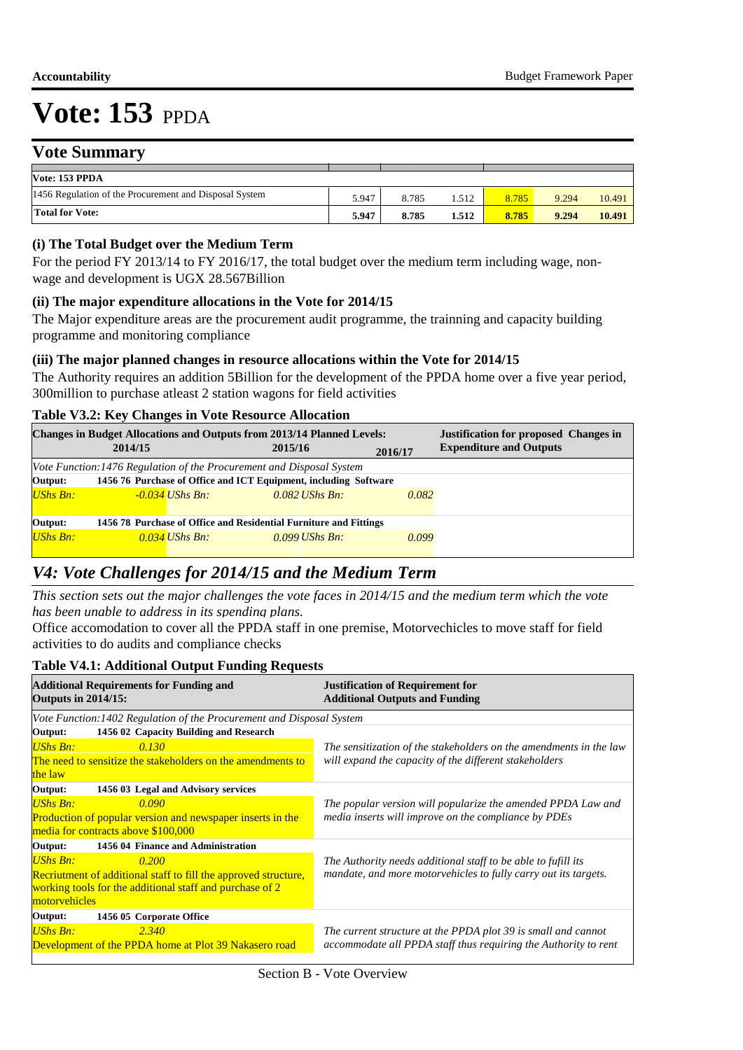**Accountability** Budget Framework Paper

# Vote: 153 PPDA

## Vote Summary

| Vote: 153 PPDA | | | | | | |
|---|---|---|---|---|---|---|
| 1456 Regulation of the Procurement and Disposal System | 5.947 | 8.785 | 1.512 | 8.785 | 9.294 | 10.491 |
| **Total for Vote:** | **5.947** | **8.785** | **1.512** | **8.785** | **9.294** | **10.491** |

### (i) The Total Budget over the Medium Term

For the period FY 2013/14 to FY 2016/17, the total budget over the medium term including wage, non-wage and development is UGX 28.567Billion

### (ii) The major expenditure allocations in the Vote for 2014/15

The Major expenditure areas are the procurement audit programme, the trainning and capacity building programme and monitoring compliance

### (iii) The major planned changes in resource allocations within the Vote for 2014/15

The Authority requires an addition 5Billion for the development of the PPDA home over a five year period, 300million to purchase atleast 2 station wagons for field activities

### Table V3.2: Key Changes in Vote Resource Allocation

| Changes in Budget Allocations and Outputs from 2013/14 Planned Levels: 2014/15 | 2015/16 | 2016/17 | Justification for proposed Changes in Expenditure and Outputs |
|---|---|---|---|
| *Vote Function:1476 Regulation of the Procurement and Disposal System* | | | |
| **Output:** 1456 76 Purchase of Office and ICT Equipment, including Software | | | |
| *UShs Bn: -0.034* | *UShs Bn: 0.082* | *UShs Bn: 0.082* | |
| **Output:** 1456 78 Purchase of Office and Residential Furniture and Fittings | | | |
| *UShs Bn: 0.034* | *UShs Bn: 0.099* | *UShs Bn: 0.099* | |

## *V4: Vote Challenges for 2014/15 and the Medium Term*

*This section sets out the major challenges the vote faces in 2014/15 and the medium term which the vote has been unable to address in its spending plans.*

Office accomodation to cover all the PPDA staff in one premise, Motorvechicles to move staff for field activities to do audits and compliance checks

### Table V4.1: Additional Output Funding Requests

| Additional Requirements for Funding and Outputs in 2014/15: | Justification of Requirement for Additional Outputs and Funding |
|---|---|
| *Vote Function:1402 Regulation of the Procurement and Disposal System* | |
| **Output:** 1456 02 Capacity Building and Research | |
| *UShs Bn: 0.130* The need to sensitize the stakeholders on the amendments to the law | *The sensitization of the stakeholders on the amendments in the law will expand the capacity of the different stakeholders* |
| **Output:** 1456 03 Legal and Advisory services | |
| *UShs Bn: 0.090* Production of popular version and newspaper inserts in the media for contracts above $100,000 | *The popular version will popularize the amended PPDA Law and media inserts will improve on the compliance by PDEs* |
| **Output:** 1456 04 Finance and Administration | |
| *UShs Bn: 0.200* Recriutment of additional staff to fill the approved structure, working tools for the additional staff and purchase of 2 motorvehicles | *The Authority needs additional staff to be able to fufill its mandate, and more motorvehicles to fully carry out its targets.* |
| **Output:** 1456 05 Corporate Office | |
| *UShs Bn: 2.340* Development of the PPDA home at Plot 39 Nakasero road | *The current structure at the PPDA plot 39 is small and cannot accommodate all PPDA staff thus requiring the Authority to rent* |

Section B - Vote Overview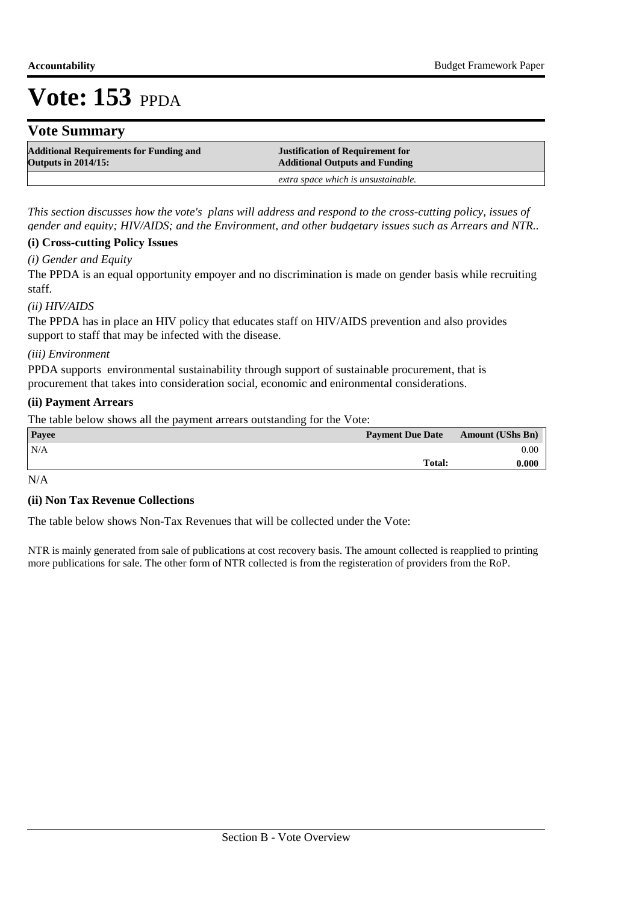# Vote: 153 PPDA

## Vote Summary

| Additional Requirements for Funding and Outputs in 2014/15: | Justification of Requirement for Additional Outputs and Funding |
|---|---|
| | *extra space which is unsustainable.* |

*This section discusses how the vote's plans will address and respond to the cross-cutting policy, issues of gender and equity; HIV/AIDS; and the Environment, and other budgetary issues such as Arrears and NTR..*

### (i) Cross-cutting Policy Issues

*(i) Gender and Equity*

The PPDA is an equal opportunity empoyer and no discrimination is made on gender basis while recruiting staff.

*(ii) HIV/AIDS*

The PPDA has in place an HIV policy that educates staff on HIV/AIDS prevention and also provides support to staff that may be infected with the disease.

*(iii) Environment*

PPDA supports environmental sustainability through support of sustainable procurement, that is procurement that takes into consideration social, economic and enironmental considerations.

### (ii) Payment Arrears

The table below shows all the payment arrears outstanding for the Vote:

| Payee | Payment Due Date | Amount (UShs Bn) |
|---|---|---|
| N/A | | 0.00 |
| | **Total:** | **0.000** |

N/A

### (ii) Non Tax Revenue Collections

The table below shows Non-Tax Revenues that will be collected under the Vote:

NTR is mainly generated from sale of publications at cost recovery basis. The amount collected is reapplied to printing more publications for sale. The other form of NTR collected is from the registeration of providers from the RoP.